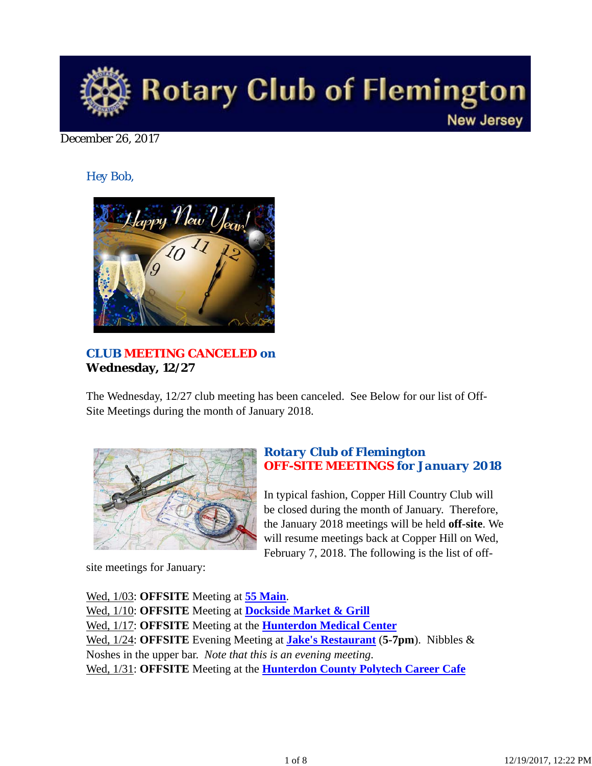# Rotary Club of Flemington

New Jersey

December 26, 2017

Hey Bob,

## CLUB MEETING CANCELED on Wednesday, 12/27

The Wednesday, 12/27 club meeting has been canceled. See Below for our list of Off-Site Meetings during the month of January 2018.

## Rotary Club of Flemington OFF-SITE MEETINGS for January 2018

In typical fashion, Copper Hill Country Club will be closed during the month of January. Therefore, the January 2018 meetings will be held **off-site**. We will resume meetings back at Copper Hill on Wed, February 7, 2018. The following is the list of off-site meetings for January:

Wed, 1/03: **OFFSITE** Meeting at **55 Main**.
Wed, 1/10: **OFFSITE** Meeting at **Dockside Market & Grill**
Wed, 1/17: **OFFSITE** Meeting at the **Hunterdon Medical Center**
Wed, 1/24: **OFFSITE** Evening Meeting at **Jake's Restaurant** (**5-7pm**). Nibbles & Noshes in the upper bar. *Note that this is an evening meeting.*
Wed, 1/31: **OFFSITE** Meeting at the **Hunterdon County Polytech Career Cafe**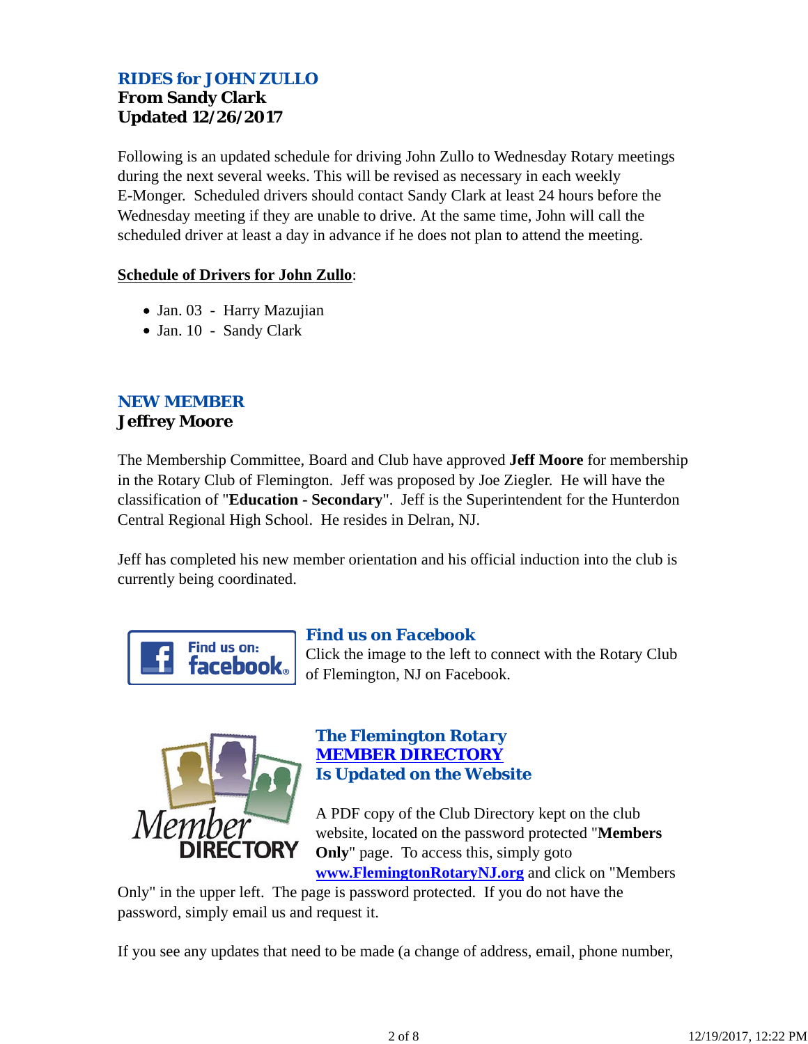## RIDES for JOHN ZULLO
**From Sandy Clark**
**Updated 12/26/2017**

Following is an updated schedule for driving John Zullo to Wednesday Rotary meetings during the next several weeks. This will be revised as necessary in each weekly E-Monger. Scheduled drivers should contact Sandy Clark at least 24 hours before the Wednesday meeting if they are unable to drive. At the same time, John will call the scheduled driver at least a day in advance if he does not plan to attend the meeting.

**Schedule of Drivers for John Zullo**:

- Jan. 03 - Harry Mazujian
- Jan. 10 - Sandy Clark

## NEW MEMBER
**Jeffrey Moore**

The Membership Committee, Board and Club have approved **Jeff Moore** for membership in the Rotary Club of Flemington. Jeff was proposed by Joe Ziegler. He will have the classification of "**Education - Secondary**". Jeff is the Superintendent for the Hunterdon Central Regional High School. He resides in Delran, NJ.

Jeff has completed his new member orientation and his official induction into the club is currently being coordinated.

### Find us on Facebook

Click the image to the left to connect with the Rotary Club of Flemington, NJ on Facebook.

### The Flemington Rotary MEMBER DIRECTORY Is Updated on the Website

A PDF copy of the Club Directory kept on the club website, located on the password protected "**Members Only**" page. To access this, simply goto **www.FlemingtonRotaryNJ.org** and click on "Members Only" in the upper left. The page is password protected. If you do not have the password, simply email us and request it.

If you see any updates that need to be made (a change of address, email, phone number,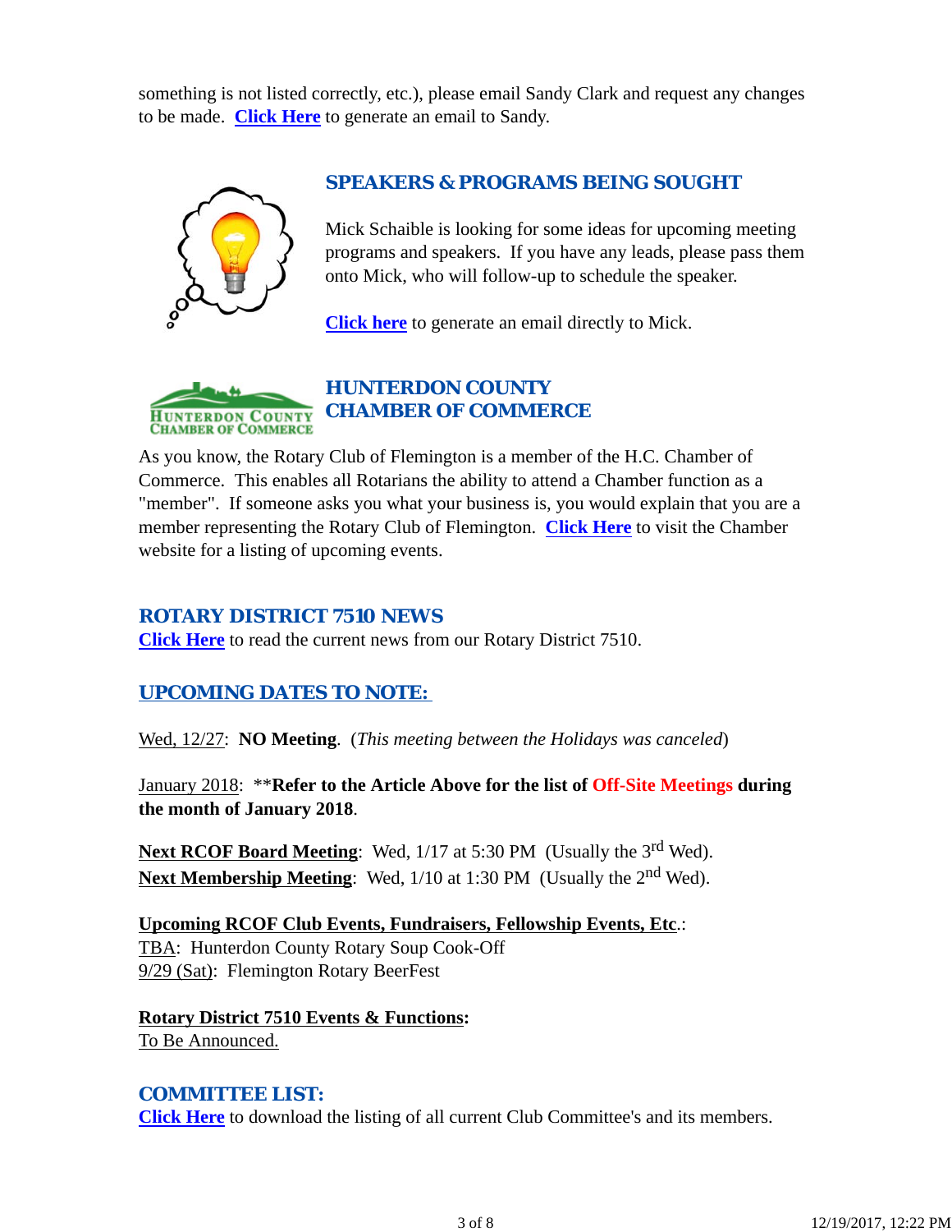something is not listed correctly, etc.), please email Sandy Clark and request any changes to be made. **Click Here** to generate an email to Sandy.

## SPEAKERS & PROGRAMS BEING SOUGHT

Mick Schaible is looking for some ideas for upcoming meeting programs and speakers. If you have any leads, please pass them onto Mick, who will follow-up to schedule the speaker.

**Click here** to generate an email directly to Mick.

## HUNTERDON COUNTY CHAMBER OF COMMERCE

As you know, the Rotary Club of Flemington is a member of the H.C. Chamber of Commerce. This enables all Rotarians the ability to attend a Chamber function as a "member". If someone asks you what your business is, you would explain that you are a member representing the Rotary Club of Flemington. **Click Here** to visit the Chamber website for a listing of upcoming events.

## ROTARY DISTRICT 7510 NEWS

**Click Here** to read the current news from our Rotary District 7510.

## UPCOMING DATES TO NOTE:

Wed, 12/27: **NO Meeting**. (*This meeting between the Holidays was canceled*)

January 2018: ****Refer to the Article Above for the list of Off-Site Meetings during the month of January 2018**.

**Next RCOF Board Meeting**: Wed, 1/17 at 5:30 PM (Usually the 3rd Wed).
**Next Membership Meeting**: Wed, 1/10 at 1:30 PM (Usually the 2nd Wed).

**Upcoming RCOF Club Events, Fundraisers, Fellowship Events, Etc**.:
TBA: Hunterdon County Rotary Soup Cook-Off
9/29 (Sat): Flemington Rotary BeerFest

**Rotary District 7510 Events & Functions:**
To Be Announced.

## COMMITTEE LIST:

**Click Here** to download the listing of all current Club Committee's and its members.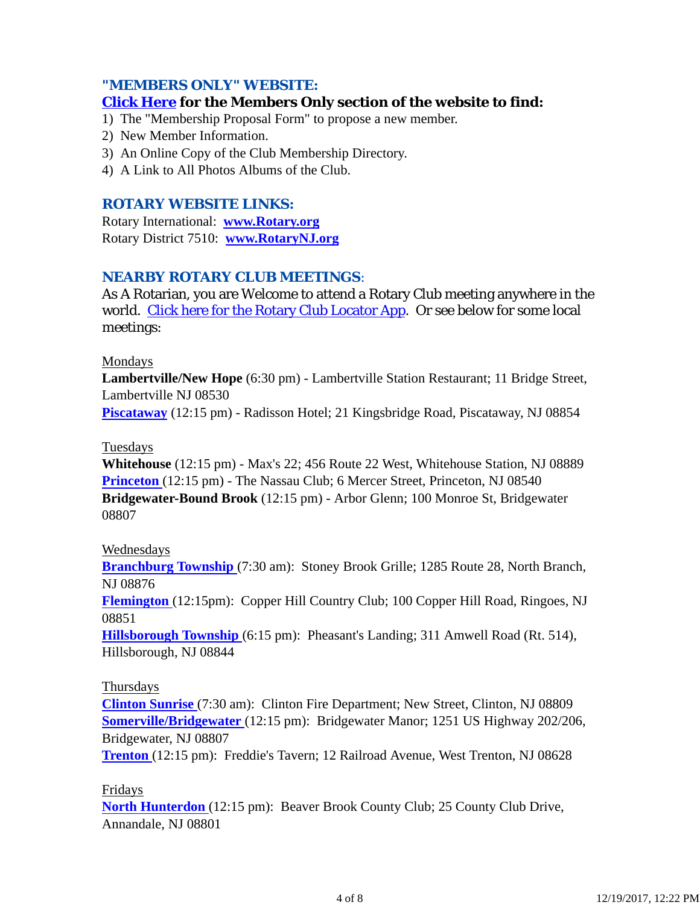### "MEMBERS ONLY" WEBSITE:

**Click Here for the Members Only section of the website to find:**

1) The "Membership Proposal Form" to propose a new member.
2) New Member Information.
3) An Online Copy of the Club Membership Directory.
4) A Link to All Photos Albums of the Club.

### ROTARY WEBSITE LINKS:

Rotary International: **www.Rotary.org**
Rotary District 7510: **www.RotaryNJ.org**

### NEARBY ROTARY CLUB MEETINGS:

As A Rotarian, you are Welcome to attend a Rotary Club meeting anywhere in the world. Click here for the Rotary Club Locator App. Or see below for some local meetings:

Mondays

**Lambertville/New Hope** (6:30 pm) - Lambertville Station Restaurant; 11 Bridge Street, Lambertville NJ 08530
**Piscataway** (12:15 pm) - Radisson Hotel; 21 Kingsbridge Road, Piscataway, NJ 08854

Tuesdays

**Whitehouse** (12:15 pm) - Max's 22; 456 Route 22 West, Whitehouse Station, NJ 08889
**Princeton** (12:15 pm) - The Nassau Club; 6 Mercer Street, Princeton, NJ 08540
**Bridgewater-Bound Brook** (12:15 pm) - Arbor Glenn; 100 Monroe St, Bridgewater 08807

Wednesdays

**Branchburg Township** (7:30 am): Stoney Brook Grille; 1285 Route 28, North Branch, NJ 08876
**Flemington** (12:15pm): Copper Hill Country Club; 100 Copper Hill Road, Ringoes, NJ 08851
**Hillsborough Township** (6:15 pm): Pheasant's Landing; 311 Amwell Road (Rt. 514), Hillsborough, NJ 08844

Thursdays

**Clinton Sunrise** (7:30 am): Clinton Fire Department; New Street, Clinton, NJ 08809
**Somerville/Bridgewater** (12:15 pm): Bridgewater Manor; 1251 US Highway 202/206, Bridgewater, NJ 08807
**Trenton** (12:15 pm): Freddie's Tavern; 12 Railroad Avenue, West Trenton, NJ 08628

Fridays

**North Hunterdon** (12:15 pm): Beaver Brook County Club; 25 County Club Drive, Annandale, NJ 08801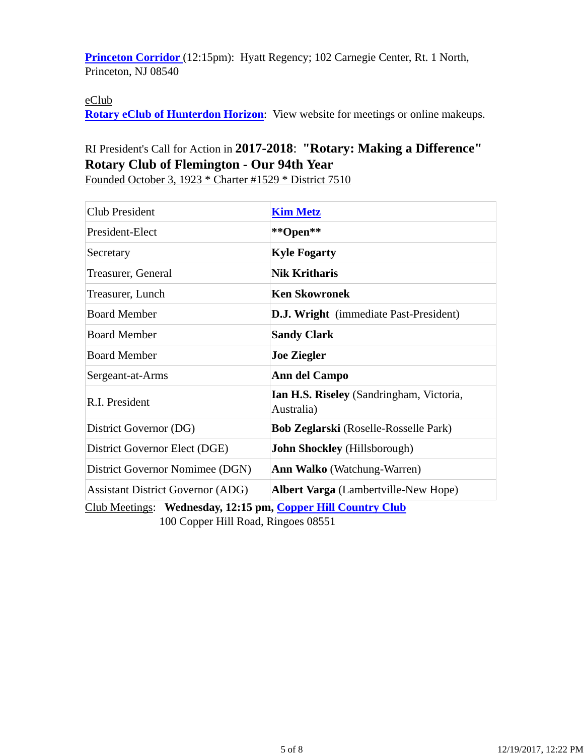**Princeton Corridor** (12:15pm): Hyatt Regency; 102 Carnegie Center, Rt. 1 North, Princeton, NJ 08540

eClub

**Rotary eClub of Hunterdon Horizon**: View website for meetings or online makeups.

RI President's Call for Action in **2017-2018**: **"Rotary: Making a Difference"**

**Rotary Club of Flemington - Our 94th Year**

Founded October 3, 1923 * Charter #1529 * District 7510

| | |
|---|---|
| Club President | **Kim Metz** |
| President-Elect | **\*\*Open\*\*** |
| Secretary | **Kyle Fogarty** |
| Treasurer, General | **Nik Kritharis** |
| Treasurer, Lunch | **Ken Skowronek** |
| Board Member | **D.J. Wright** (immediate Past-President) |
| Board Member | **Sandy Clark** |
| Board Member | **Joe Ziegler** |
| Sergeant-at-Arms | **Ann del Campo** |
| R.I. President | **Ian H.S. Riseley** (Sandringham, Victoria, Australia) |
| District Governor (DG) | **Bob Zeglarski** (Roselle-Rosselle Park) |
| District Governor Elect (DGE) | **John Shockley** (Hillsborough) |
| District Governor Nomimee (DGN) | **Ann Walko** (Watchung-Warren) |
| Assistant District Governor (ADG) | **Albert Varga** (Lambertville-New Hope) |

Club Meetings: **Wednesday, 12:15 pm, Copper Hill Country Club**
100 Copper Hill Road, Ringoes 08551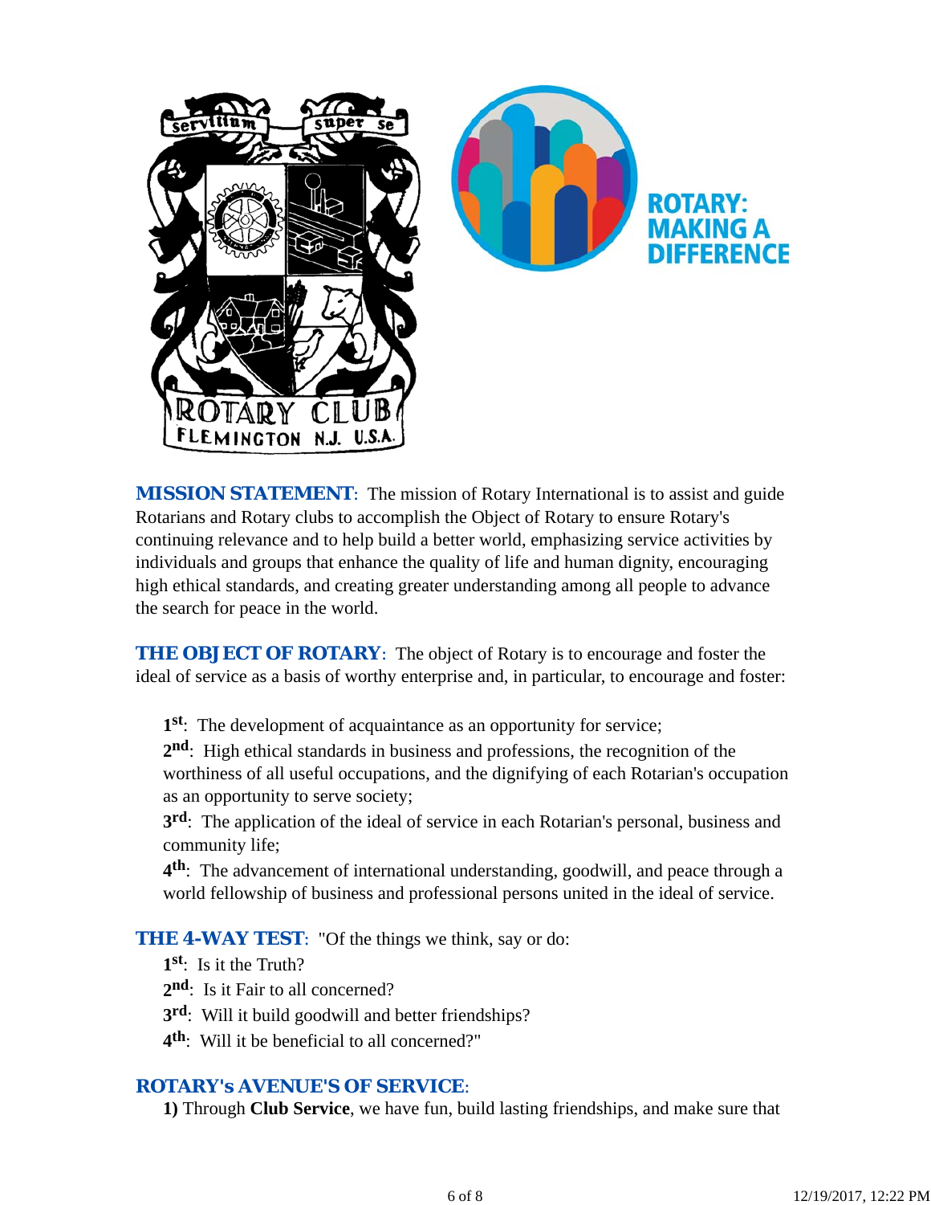**MISSION STATEMENT**: The mission of Rotary International is to assist and guide Rotarians and Rotary clubs to accomplish the Object of Rotary to ensure Rotary's continuing relevance and to help build a better world, emphasizing service activities by individuals and groups that enhance the quality of life and human dignity, encouraging high ethical standards, and creating greater understanding among all people to advance the search for peace in the world.

**THE OBJECT OF ROTARY**: The object of Rotary is to encourage and foster the ideal of service as a basis of worthy enterprise and, in particular, to encourage and foster:

**1st**: The development of acquaintance as an opportunity for service;
**2nd**: High ethical standards in business and professions, the recognition of the worthiness of all useful occupations, and the dignifying of each Rotarian's occupation as an opportunity to serve society;
**3rd**: The application of the ideal of service in each Rotarian's personal, business and community life;
**4th**: The advancement of international understanding, goodwill, and peace through a world fellowship of business and professional persons united in the ideal of service.

**THE 4-WAY TEST**: "Of the things we think, say or do:
**1st**: Is it the Truth?
**2nd**: Is it Fair to all concerned?
**3rd**: Will it build goodwill and better friendships?
**4th**: Will it be beneficial to all concerned?"

**ROTARY's AVENUE'S OF SERVICE**:
**1)** Through **Club Service**, we have fun, build lasting friendships, and make sure that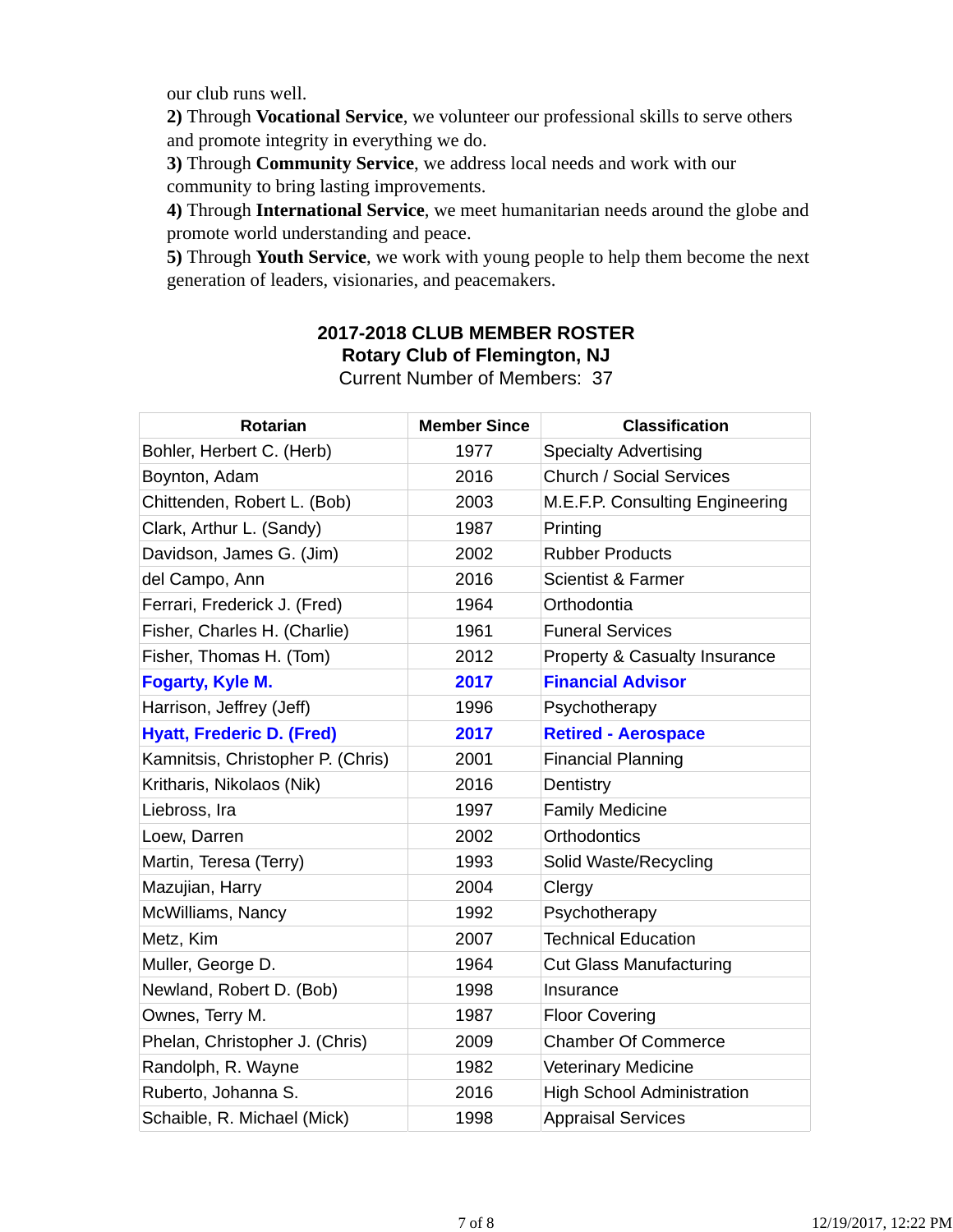our club runs well.

**2)** Through **Vocational Service**, we volunteer our professional skills to serve others and promote integrity in everything we do.

**3)** Through **Community Service**, we address local needs and work with our community to bring lasting improvements.

**4)** Through **International Service**, we meet humanitarian needs around the globe and promote world understanding and peace.

**5)** Through **Youth Service**, we work with young people to help them become the next generation of leaders, visionaries, and peacemakers.

**2017-2018 CLUB MEMBER ROSTER**
**Rotary Club of Flemington, NJ**
Current Number of Members: 37

| Rotarian | Member Since | Classification |
|---|---|---|
| Bohler, Herbert C. (Herb) | 1977 | Specialty Advertising |
| Boynton, Adam | 2016 | Church / Social Services |
| Chittenden, Robert L. (Bob) | 2003 | M.E.F.P. Consulting Engineering |
| Clark, Arthur L. (Sandy) | 1987 | Printing |
| Davidson, James G. (Jim) | 2002 | Rubber Products |
| del Campo, Ann | 2016 | Scientist & Farmer |
| Ferrari, Frederick J. (Fred) | 1964 | Orthodontia |
| Fisher, Charles H. (Charlie) | 1961 | Funeral Services |
| Fisher, Thomas H. (Tom) | 2012 | Property & Casualty Insurance |
| **Fogarty, Kyle M.** | **2017** | **Financial Advisor** |
| Harrison, Jeffrey (Jeff) | 1996 | Psychotherapy |
| **Hyatt, Frederic D. (Fred)** | **2017** | **Retired - Aerospace** |
| Kamnitsis, Christopher P. (Chris) | 2001 | Financial Planning |
| Kritharis, Nikolaos (Nik) | 2016 | Dentistry |
| Liebross, Ira | 1997 | Family Medicine |
| Loew, Darren | 2002 | Orthodontics |
| Martin, Teresa (Terry) | 1993 | Solid Waste/Recycling |
| Mazujian, Harry | 2004 | Clergy |
| McWilliams, Nancy | 1992 | Psychotherapy |
| Metz, Kim | 2007 | Technical Education |
| Muller, George D. | 1964 | Cut Glass Manufacturing |
| Newland, Robert D. (Bob) | 1998 | Insurance |
| Ownes, Terry M. | 1987 | Floor Covering |
| Phelan, Christopher J. (Chris) | 2009 | Chamber Of Commerce |
| Randolph, R. Wayne | 1982 | Veterinary Medicine |
| Ruberto, Johanna S. | 2016 | High School Administration |
| Schaible, R. Michael (Mick) | 1998 | Appraisal Services |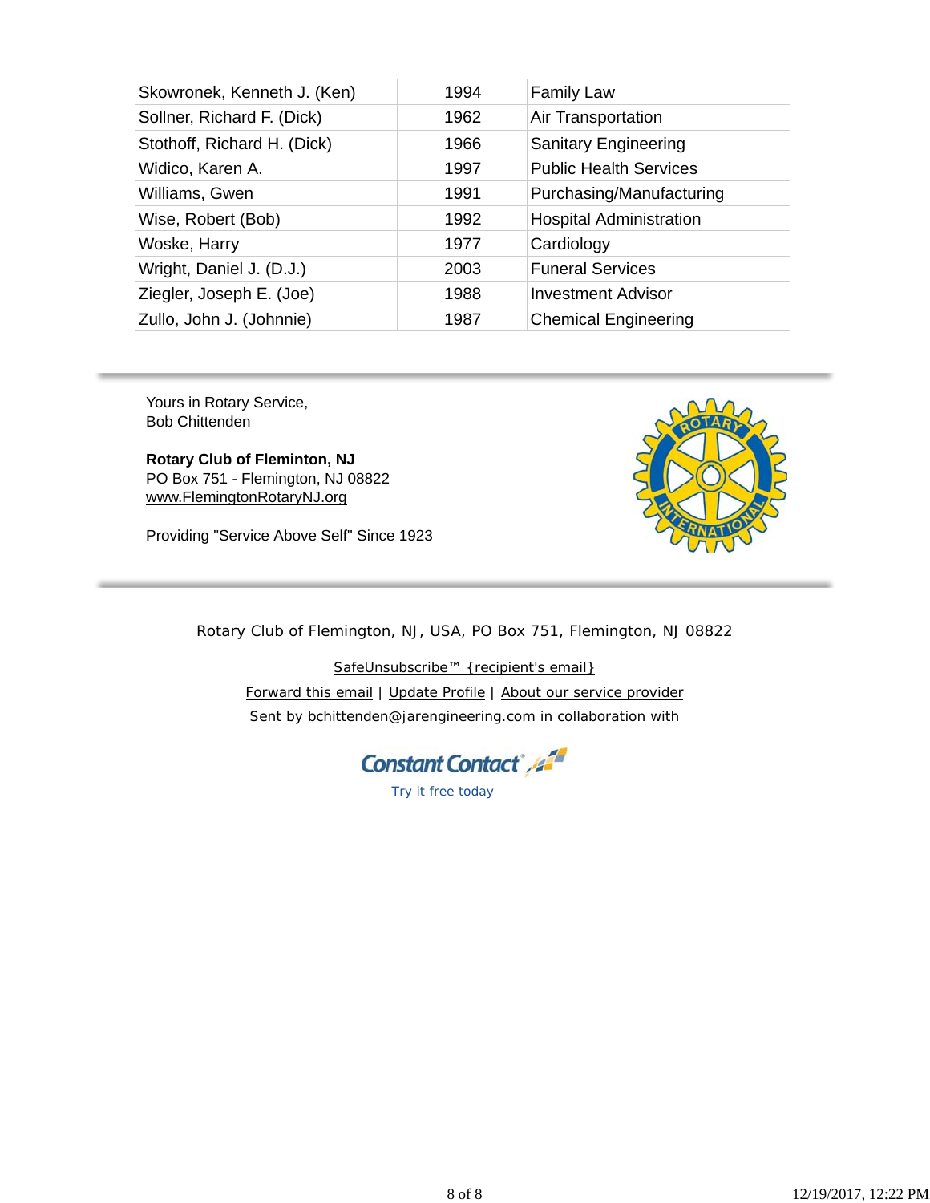| | | |
|---|---|---|
| Skowronek, Kenneth J. (Ken) | 1994 | Family Law |
| Sollner, Richard F. (Dick) | 1962 | Air Transportation |
| Stothoff, Richard H. (Dick) | 1966 | Sanitary Engineering |
| Widico, Karen A. | 1997 | Public Health Services |
| Williams, Gwen | 1991 | Purchasing/Manufacturing |
| Wise, Robert (Bob) | 1992 | Hospital Administration |
| Woske, Harry | 1977 | Cardiology |
| Wright, Daniel J. (D.J.) | 2003 | Funeral Services |
| Ziegler, Joseph E. (Joe) | 1988 | Investment Advisor |
| Zullo, John J. (Johnnie) | 1987 | Chemical Engineering |

Yours in Rotary Service,
Bob Chittenden

**Rotary Club of Fleminton, NJ**
PO Box 751 - Flemington, NJ 08822
www.FlemingtonRotaryNJ.org

Providing "Service Above Self" Since 1923

Rotary Club of Flemington, NJ, USA, PO Box 751, Flemington, NJ 08822

SafeUnsubscribe™ {recipient's email}

Forward this email | Update Profile | About our service provider

Sent by bchittenden@jarengineering.com in collaboration with

Constant Contact

Try it free today